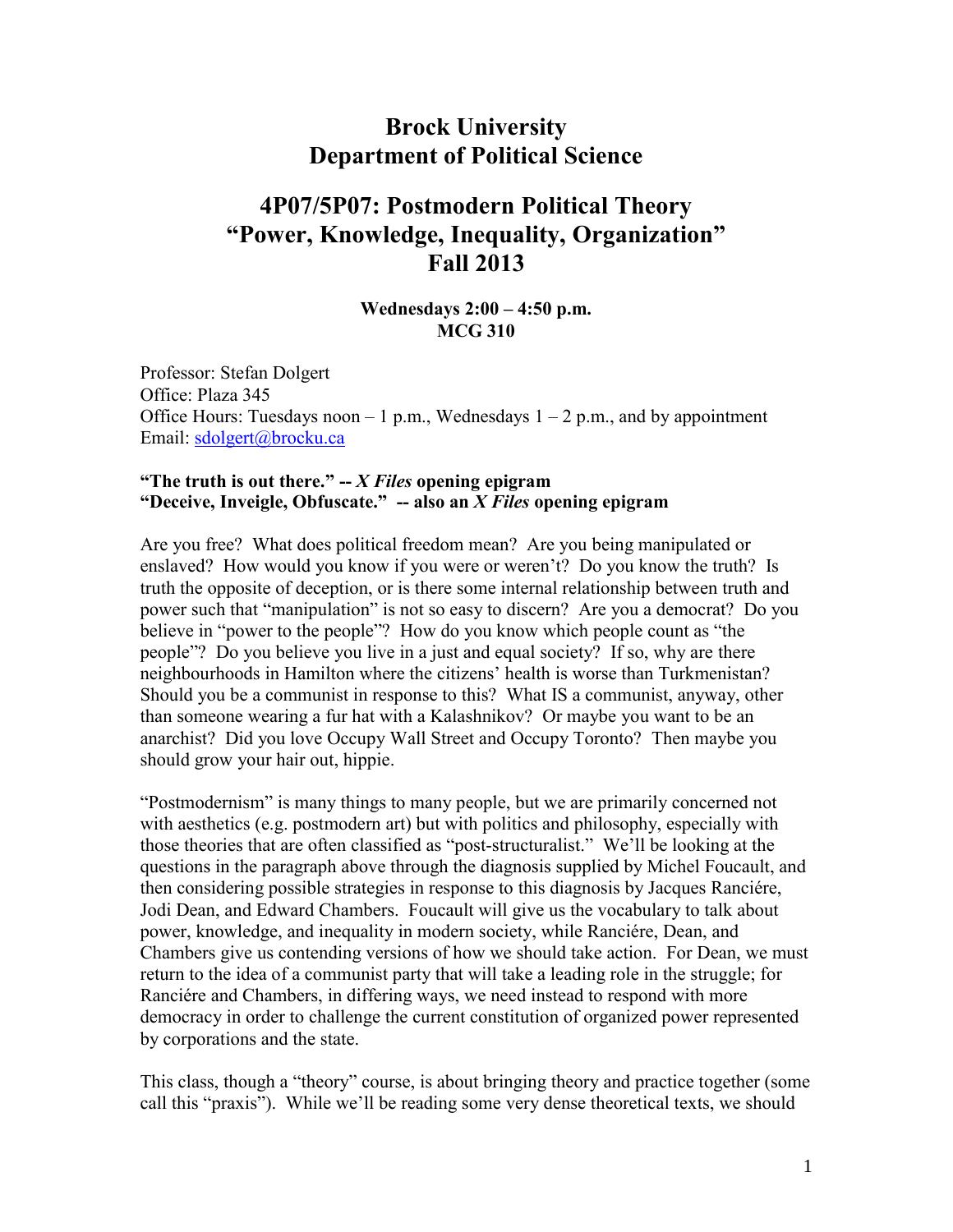# Brock University
# Department of Political Science

## 4P07/5P07: Postmodern Political Theory
## "Power, Knowledge, Inequality, Organization"
## Fall 2013

**Wednesdays 2:00 – 4:50 p.m.**
**MCG 310**

Professor: Stefan Dolgert
Office: Plaza 345
Office Hours: Tuesdays noon – 1 p.m., Wednesdays 1 – 2 p.m., and by appointment
Email: sdolgert@brocku.ca

**"The truth is out there." -- *X Files* opening epigram**
**"Deceive, Inveigle, Obfuscate." -- also an *X Files* opening epigram**

Are you free? What does political freedom mean? Are you being manipulated or enslaved? How would you know if you were or weren't? Do you know the truth? Is truth the opposite of deception, or is there some internal relationship between truth and power such that "manipulation" is not so easy to discern? Are you a democrat? Do you believe in "power to the people"? How do you know which people count as "the people"? Do you believe you live in a just and equal society? If so, why are there neighbourhoods in Hamilton where the citizens' health is worse than Turkmenistan? Should you be a communist in response to this? What IS a communist, anyway, other than someone wearing a fur hat with a Kalashnikov? Or maybe you want to be an anarchist? Did you love Occupy Wall Street and Occupy Toronto? Then maybe you should grow your hair out, hippie.

"Postmodernism" is many things to many people, but we are primarily concerned not with aesthetics (e.g. postmodern art) but with politics and philosophy, especially with those theories that are often classified as "post-structuralist." We'll be looking at the questions in the paragraph above through the diagnosis supplied by Michel Foucault, and then considering possible strategies in response to this diagnosis by Jacques Ranciére, Jodi Dean, and Edward Chambers. Foucault will give us the vocabulary to talk about power, knowledge, and inequality in modern society, while Ranciére, Dean, and Chambers give us contending versions of how we should take action. For Dean, we must return to the idea of a communist party that will take a leading role in the struggle; for Ranciére and Chambers, in differing ways, we need instead to respond with more democracy in order to challenge the current constitution of organized power represented by corporations and the state.

This class, though a "theory" course, is about bringing theory and practice together (some call this "praxis"). While we'll be reading some very dense theoretical texts, we should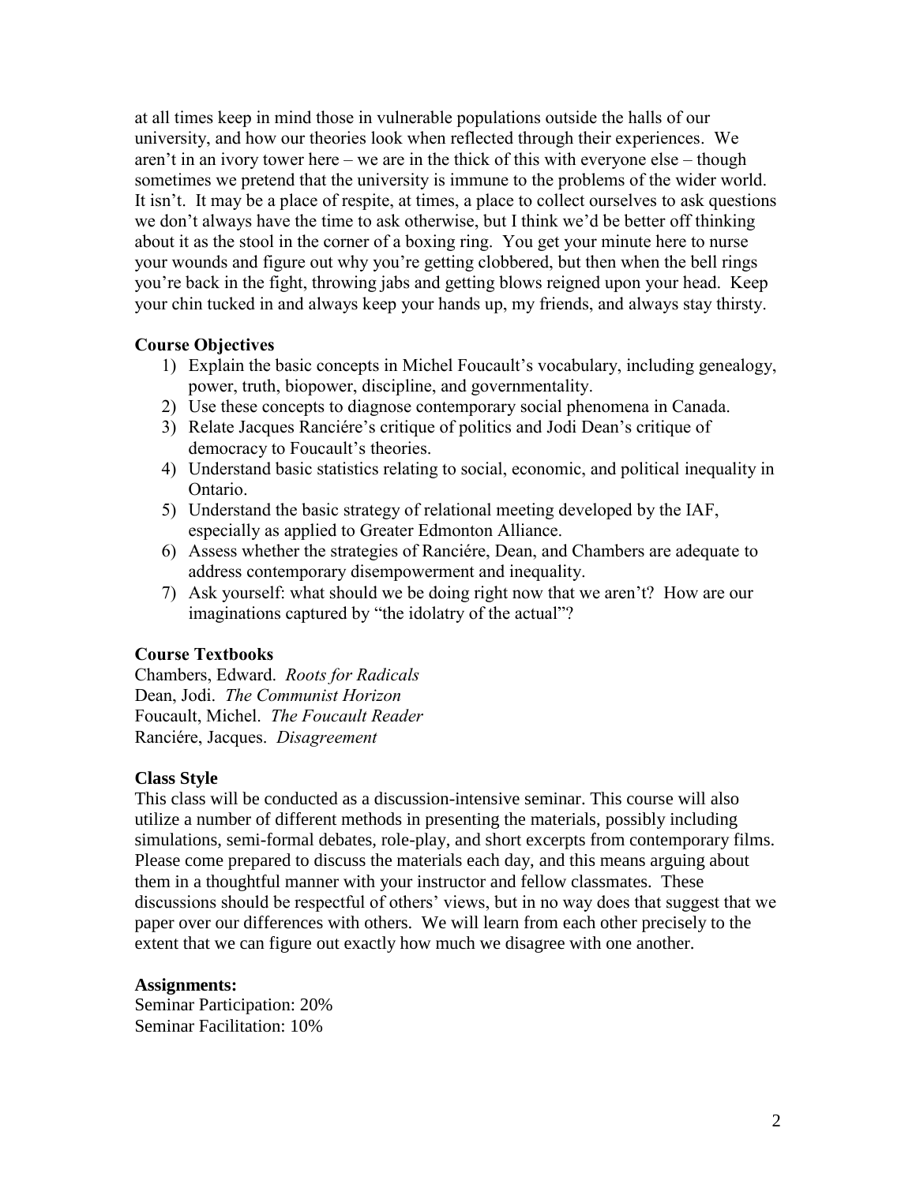at all times keep in mind those in vulnerable populations outside the halls of our university, and how our theories look when reflected through their experiences. We aren't in an ivory tower here – we are in the thick of this with everyone else – though sometimes we pretend that the university is immune to the problems of the wider world. It isn't. It may be a place of respite, at times, a place to collect ourselves to ask questions we don't always have the time to ask otherwise, but I think we'd be better off thinking about it as the stool in the corner of a boxing ring. You get your minute here to nurse your wounds and figure out why you're getting clobbered, but then when the bell rings you're back in the fight, throwing jabs and getting blows reigned upon your head. Keep your chin tucked in and always keep your hands up, my friends, and always stay thirsty.

### Course Objectives

1) Explain the basic concepts in Michel Foucault's vocabulary, including genealogy, power, truth, biopower, discipline, and governmentality.
2) Use these concepts to diagnose contemporary social phenomena in Canada.
3) Relate Jacques Ranciére's critique of politics and Jodi Dean's critique of democracy to Foucault's theories.
4) Understand basic statistics relating to social, economic, and political inequality in Ontario.
5) Understand the basic strategy of relational meeting developed by the IAF, especially as applied to Greater Edmonton Alliance.
6) Assess whether the strategies of Ranciére, Dean, and Chambers are adequate to address contemporary disempowerment and inequality.
7) Ask yourself: what should we be doing right now that we aren't? How are our imaginations captured by "the idolatry of the actual"?

### Course Textbooks

Chambers, Edward. *Roots for Radicals*
Dean, Jodi. *The Communist Horizon*
Foucault, Michel. *The Foucault Reader*
Ranciére, Jacques. *Disagreement*

### Class Style

This class will be conducted as a discussion-intensive seminar. This course will also utilize a number of different methods in presenting the materials, possibly including simulations, semi-formal debates, role-play, and short excerpts from contemporary films. Please come prepared to discuss the materials each day, and this means arguing about them in a thoughtful manner with your instructor and fellow classmates. These discussions should be respectful of others' views, but in no way does that suggest that we paper over our differences with others. We will learn from each other precisely to the extent that we can figure out exactly how much we disagree with one another.

### Assignments:

Seminar Participation: 20%
Seminar Facilitation: 10%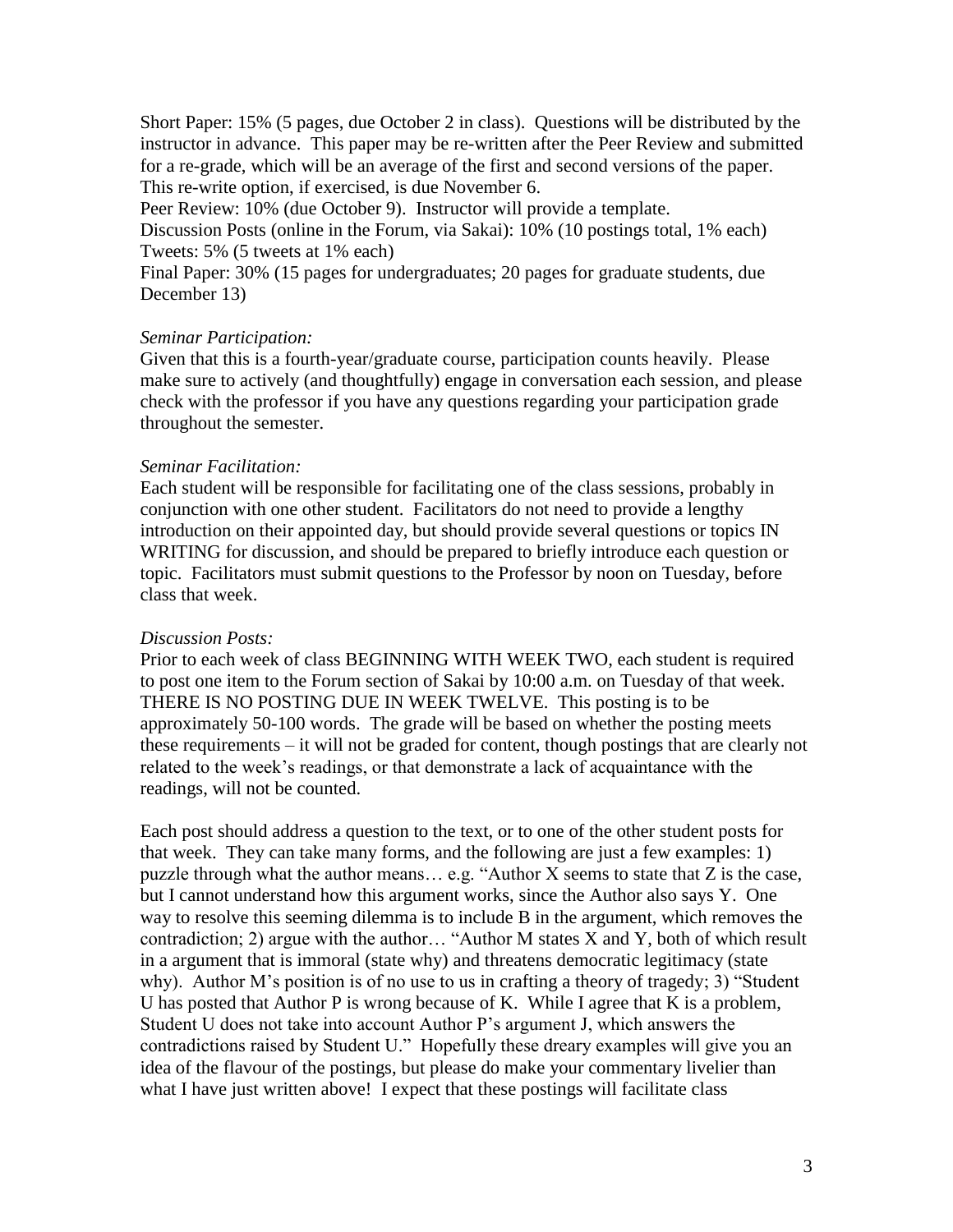Short Paper: 15% (5 pages, due October 2 in class). Questions will be distributed by the instructor in advance. This paper may be re-written after the Peer Review and submitted for a re-grade, which will be an average of the first and second versions of the paper. This re-write option, if exercised, is due November 6.
Peer Review: 10% (due October 9). Instructor will provide a template.
Discussion Posts (online in the Forum, via Sakai): 10% (10 postings total, 1% each)
Tweets: 5% (5 tweets at 1% each)
Final Paper: 30% (15 pages for undergraduates; 20 pages for graduate students, due December 13)

*Seminar Participation:*
Given that this is a fourth-year/graduate course, participation counts heavily. Please make sure to actively (and thoughtfully) engage in conversation each session, and please check with the professor if you have any questions regarding your participation grade throughout the semester.

*Seminar Facilitation:*
Each student will be responsible for facilitating one of the class sessions, probably in conjunction with one other student. Facilitators do not need to provide a lengthy introduction on their appointed day, but should provide several questions or topics IN WRITING for discussion, and should be prepared to briefly introduce each question or topic. Facilitators must submit questions to the Professor by noon on Tuesday, before class that week.

*Discussion Posts:*
Prior to each week of class BEGINNING WITH WEEK TWO, each student is required to post one item to the Forum section of Sakai by 10:00 a.m. on Tuesday of that week. THERE IS NO POSTING DUE IN WEEK TWELVE. This posting is to be approximately 50-100 words. The grade will be based on whether the posting meets these requirements – it will not be graded for content, though postings that are clearly not related to the week's readings, or that demonstrate a lack of acquaintance with the readings, will not be counted.

Each post should address a question to the text, or to one of the other student posts for that week. They can take many forms, and the following are just a few examples: 1) puzzle through what the author means… e.g. "Author X seems to state that Z is the case, but I cannot understand how this argument works, since the Author also says Y. One way to resolve this seeming dilemma is to include B in the argument, which removes the contradiction; 2) argue with the author… "Author M states X and Y, both of which result in a argument that is immoral (state why) and threatens democratic legitimacy (state why). Author M's position is of no use to us in crafting a theory of tragedy; 3) "Student U has posted that Author P is wrong because of K. While I agree that K is a problem, Student U does not take into account Author P's argument J, which answers the contradictions raised by Student U." Hopefully these dreary examples will give you an idea of the flavour of the postings, but please do make your commentary livelier than what I have just written above! I expect that these postings will facilitate class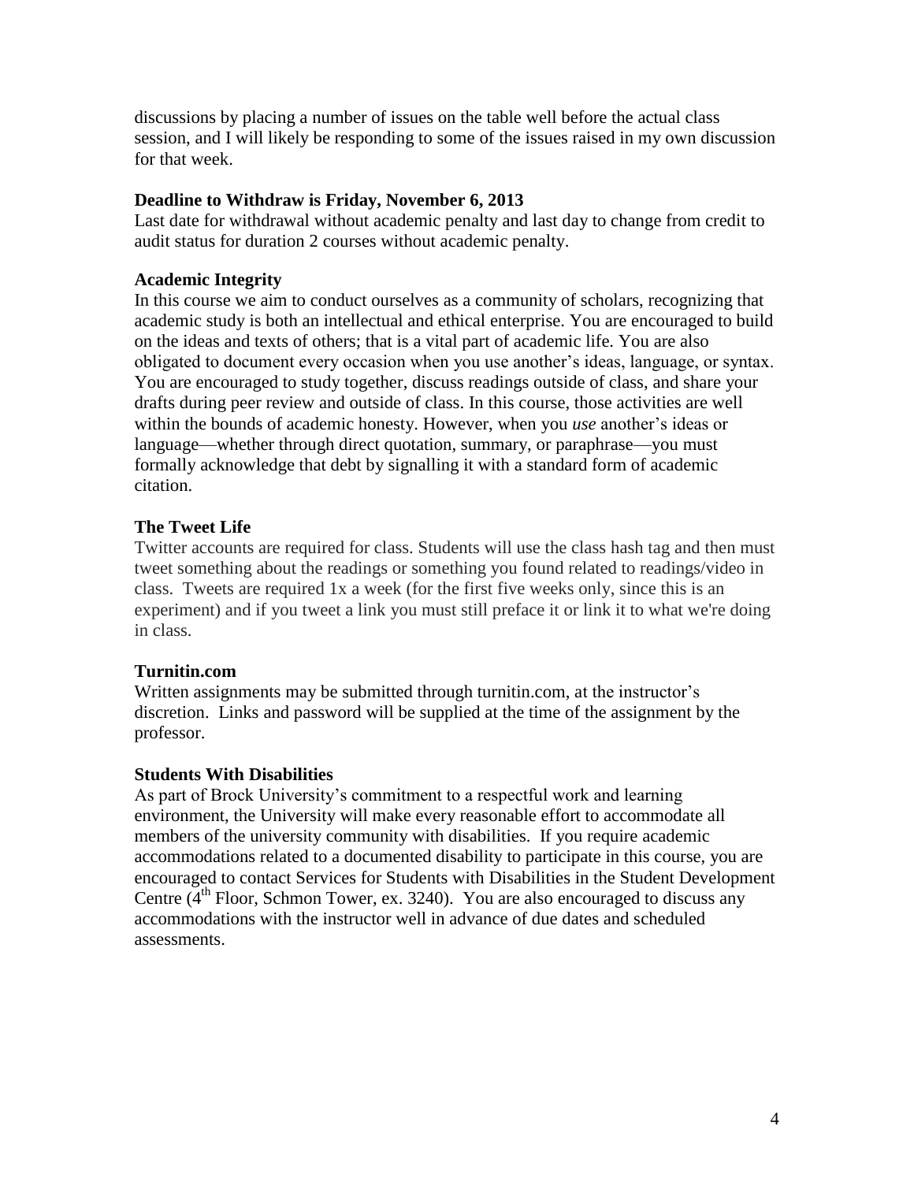discussions by placing a number of issues on the table well before the actual class session, and I will likely be responding to some of the issues raised in my own discussion for that week.

**Deadline to Withdraw is Friday, November 6, 2013**

Last date for withdrawal without academic penalty and last day to change from credit to audit status for duration 2 courses without academic penalty.

**Academic Integrity**

In this course we aim to conduct ourselves as a community of scholars, recognizing that academic study is both an intellectual and ethical enterprise. You are encouraged to build on the ideas and texts of others; that is a vital part of academic life. You are also obligated to document every occasion when you use another's ideas, language, or syntax. You are encouraged to study together, discuss readings outside of class, and share your drafts during peer review and outside of class. In this course, those activities are well within the bounds of academic honesty. However, when you *use* another's ideas or language—whether through direct quotation, summary, or paraphrase—you must formally acknowledge that debt by signalling it with a standard form of academic citation.

**The Tweet Life**

Twitter accounts are required for class. Students will use the class hash tag and then must tweet something about the readings or something you found related to readings/video in class. Tweets are required 1x a week (for the first five weeks only, since this is an experiment) and if you tweet a link you must still preface it or link it to what we're doing in class.

**Turnitin.com**

Written assignments may be submitted through turnitin.com, at the instructor's discretion. Links and password will be supplied at the time of the assignment by the professor.

**Students With Disabilities**

As part of Brock University's commitment to a respectful work and learning environment, the University will make every reasonable effort to accommodate all members of the university community with disabilities. If you require academic accommodations related to a documented disability to participate in this course, you are encouraged to contact Services for Students with Disabilities in the Student Development Centre (4th Floor, Schmon Tower, ex. 3240). You are also encouraged to discuss any accommodations with the instructor well in advance of due dates and scheduled assessments.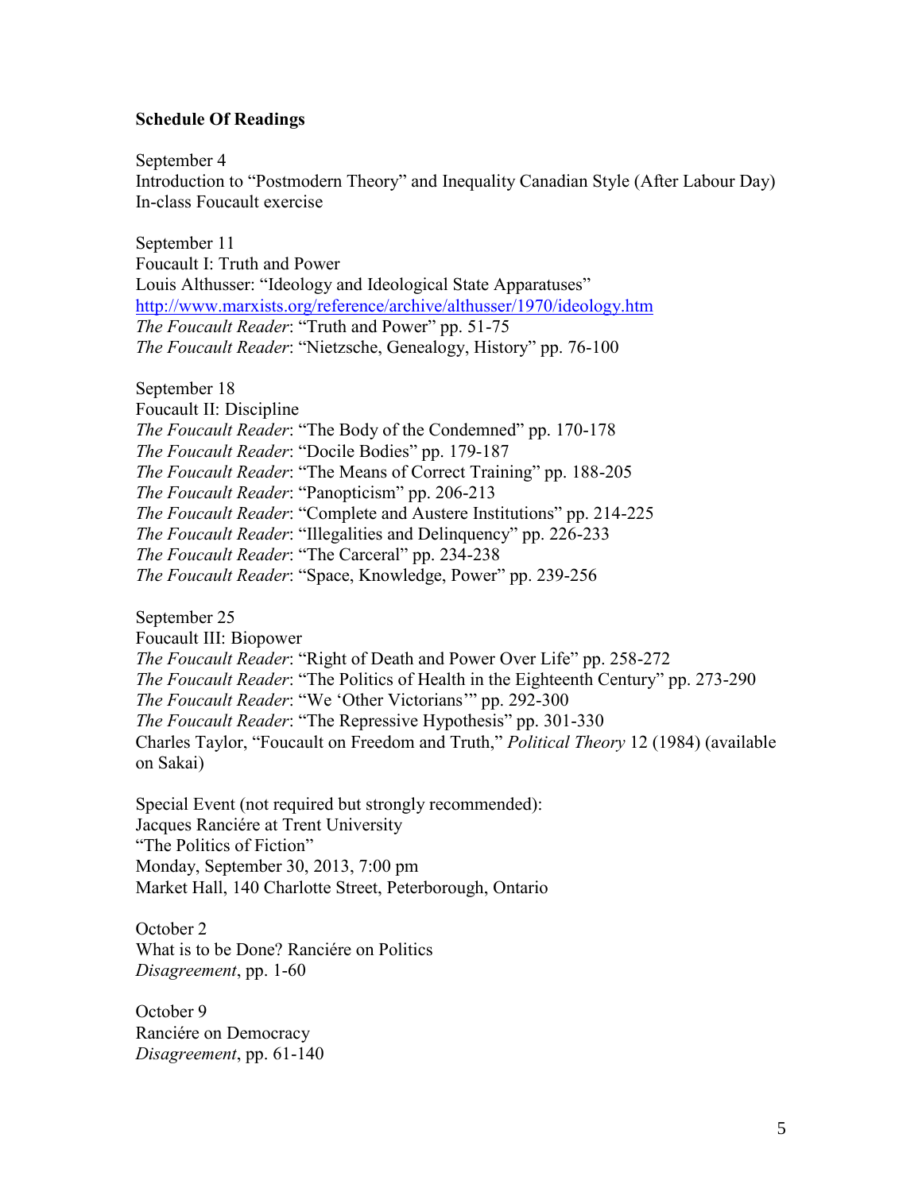**Schedule Of Readings**

September 4
Introduction to "Postmodern Theory" and Inequality Canadian Style (After Labour Day)
In-class Foucault exercise

September 11
Foucault I: Truth and Power
Louis Althusser: "Ideology and Ideological State Apparatuses"
http://www.marxists.org/reference/archive/althusser/1970/ideology.htm
*The Foucault Reader*: "Truth and Power" pp. 51-75
*The Foucault Reader*: "Nietzsche, Genealogy, History" pp. 76-100

September 18
Foucault II: Discipline
*The Foucault Reader*: "The Body of the Condemned" pp. 170-178
*The Foucault Reader*: "Docile Bodies" pp. 179-187
*The Foucault Reader*: "The Means of Correct Training" pp. 188-205
*The Foucault Reader*: "Panopticism" pp. 206-213
*The Foucault Reader*: "Complete and Austere Institutions" pp. 214-225
*The Foucault Reader*: "Illegalities and Delinquency" pp. 226-233
*The Foucault Reader*: "The Carceral" pp. 234-238
*The Foucault Reader*: "Space, Knowledge, Power" pp. 239-256

September 25
Foucault III: Biopower
*The Foucault Reader*: "Right of Death and Power Over Life" pp. 258-272
*The Foucault Reader*: "The Politics of Health in the Eighteenth Century" pp. 273-290
*The Foucault Reader*: "We 'Other Victorians'" pp. 292-300
*The Foucault Reader*: "The Repressive Hypothesis" pp. 301-330
Charles Taylor, "Foucault on Freedom and Truth," *Political Theory* 12 (1984) (available on Sakai)

Special Event (not required but strongly recommended):
Jacques Ranciére at Trent University
"The Politics of Fiction"
Monday, September 30, 2013, 7:00 pm
Market Hall, 140 Charlotte Street, Peterborough, Ontario

October 2
What is to be Done? Ranciére on Politics
*Disagreement*, pp. 1-60

October 9
Ranciére on Democracy
*Disagreement*, pp. 61-140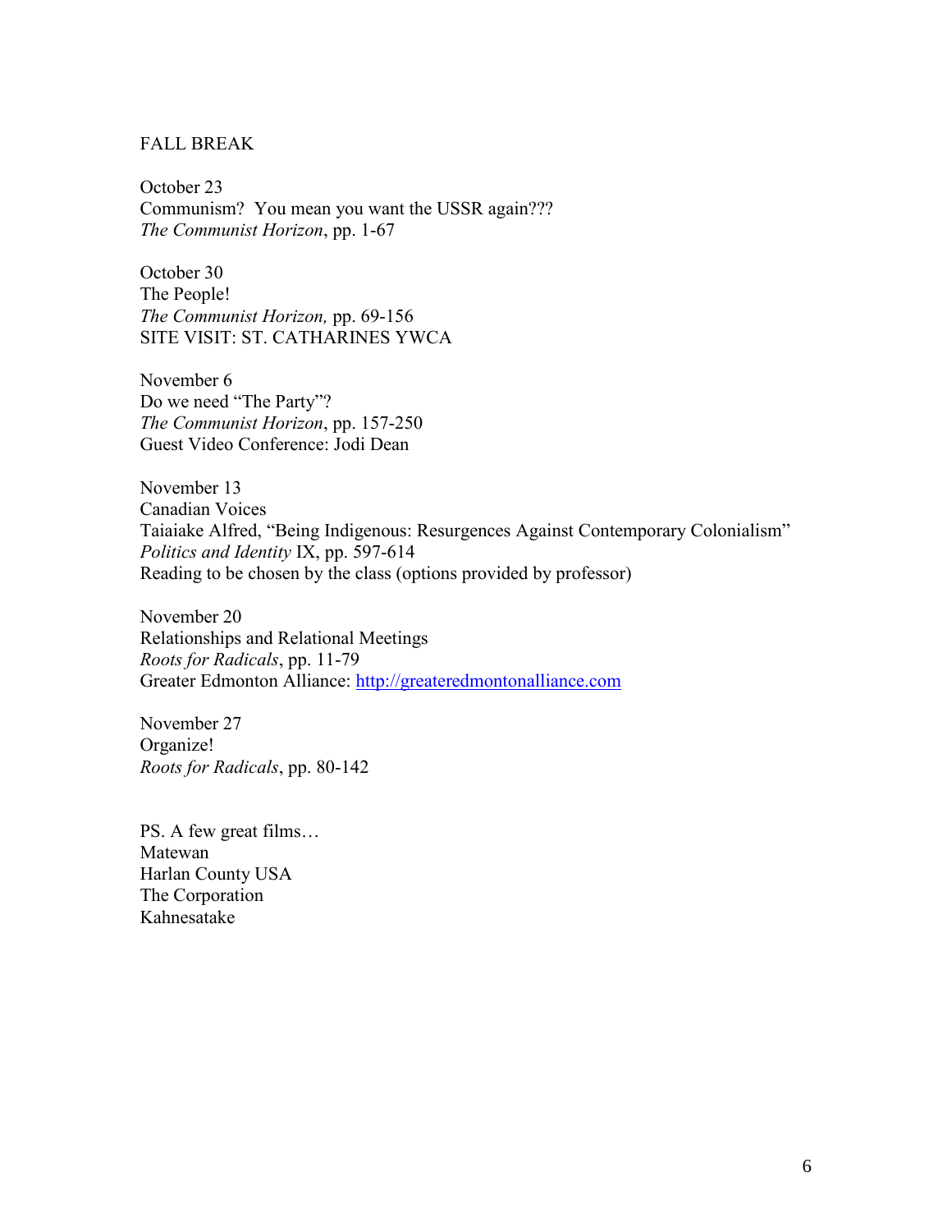FALL BREAK

October 23
Communism? You mean you want the USSR again???
*The Communist Horizon*, pp. 1-67

October 30
The People!
*The Communist Horizon,* pp. 69-156
SITE VISIT: ST. CATHARINES YWCA

November 6
Do we need "The Party"?
*The Communist Horizon*, pp. 157-250
Guest Video Conference: Jodi Dean

November 13
Canadian Voices
Taiaiake Alfred, "Being Indigenous: Resurgences Against Contemporary Colonialism"
*Politics and Identity* IX, pp. 597-614
Reading to be chosen by the class (options provided by professor)

November 20
Relationships and Relational Meetings
*Roots for Radicals*, pp. 11-79
Greater Edmonton Alliance: [http://greateredmontonalliance.com](http://greateredmontonalliance.com)

November 27
Organize!
*Roots for Radicals*, pp. 80-142

PS. A few great films…
Matewan
Harlan County USA
The Corporation
Kahnesatake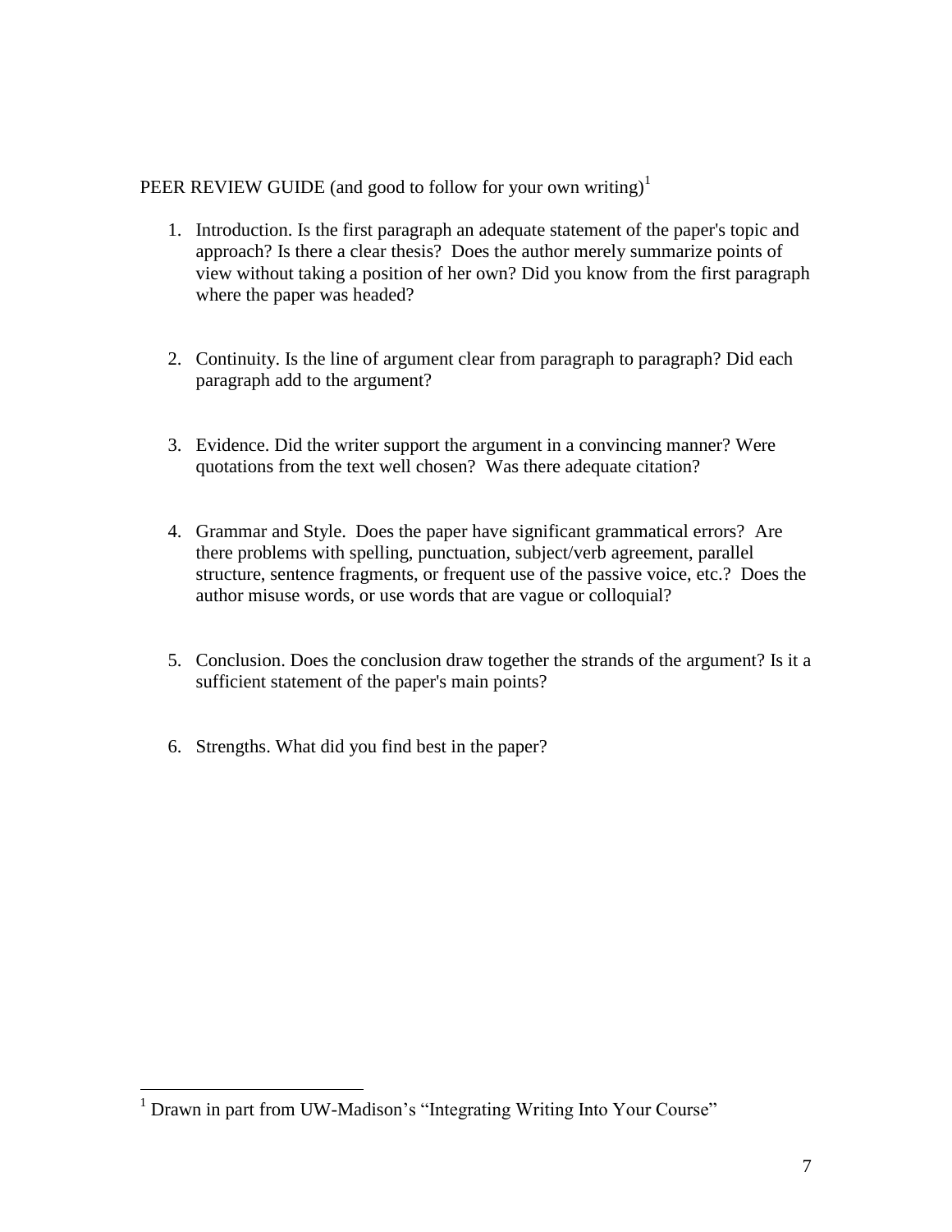PEER REVIEW GUIDE (and good to follow for your own writing)[1]

1. Introduction. Is the first paragraph an adequate statement of the paper's topic and approach? Is there a clear thesis? Does the author merely summarize points of view without taking a position of her own? Did you know from the first paragraph where the paper was headed?

2. Continuity. Is the line of argument clear from paragraph to paragraph? Did each paragraph add to the argument?

3. Evidence. Did the writer support the argument in a convincing manner? Were quotations from the text well chosen? Was there adequate citation?

4. Grammar and Style. Does the paper have significant grammatical errors? Are there problems with spelling, punctuation, subject/verb agreement, parallel structure, sentence fragments, or frequent use of the passive voice, etc.? Does the author misuse words, or use words that are vague or colloquial?

5. Conclusion. Does the conclusion draw together the strands of the argument? Is it a sufficient statement of the paper's main points?

6. Strengths. What did you find best in the paper?

---

[1] Drawn in part from UW-Madison's "Integrating Writing Into Your Course"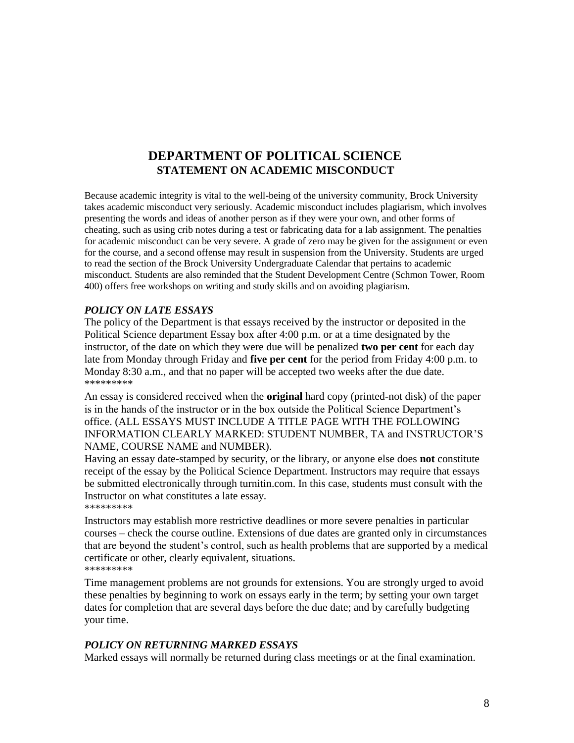# DEPARTMENT OF POLITICAL SCIENCE
## STATEMENT ON ACADEMIC MISCONDUCT

Because academic integrity is vital to the well-being of the university community, Brock University takes academic misconduct very seriously. Academic misconduct includes plagiarism, which involves presenting the words and ideas of another person as if they were your own, and other forms of cheating, such as using crib notes during a test or fabricating data for a lab assignment. The penalties for academic misconduct can be very severe. A grade of zero may be given for the assignment or even for the course, and a second offense may result in suspension from the University. Students are urged to read the section of the Brock University Undergraduate Calendar that pertains to academic misconduct. Students are also reminded that the Student Development Centre (Schmon Tower, Room 400) offers free workshops on writing and study skills and on avoiding plagiarism.

### *POLICY ON LATE ESSAYS*

The policy of the Department is that essays received by the instructor or deposited in the Political Science department Essay box after 4:00 p.m. or at a time designated by the instructor, of the date on which they were due will be penalized **two per cent** for each day late from Monday through Friday and **five per cent** for the period from Friday 4:00 p.m. to Monday 8:30 a.m., and that no paper will be accepted two weeks after the due date.

*********

An essay is considered received when the **original** hard copy (printed-not disk) of the paper is in the hands of the instructor or in the box outside the Political Science Department's office. (ALL ESSAYS MUST INCLUDE A TITLE PAGE WITH THE FOLLOWING INFORMATION CLEARLY MARKED: STUDENT NUMBER, TA and INSTRUCTOR'S NAME, COURSE NAME and NUMBER).

Having an essay date-stamped by security, or the library, or anyone else does **not** constitute receipt of the essay by the Political Science Department. Instructors may require that essays be submitted electronically through turnitin.com. In this case, students must consult with the Instructor on what constitutes a late essay.

*********

Instructors may establish more restrictive deadlines or more severe penalties in particular courses – check the course outline. Extensions of due dates are granted only in circumstances that are beyond the student's control, such as health problems that are supported by a medical certificate or other, clearly equivalent, situations.

*********

Time management problems are not grounds for extensions. You are strongly urged to avoid these penalties by beginning to work on essays early in the term; by setting your own target dates for completion that are several days before the due date; and by carefully budgeting your time.

### *POLICY ON RETURNING MARKED ESSAYS*

Marked essays will normally be returned during class meetings or at the final examination.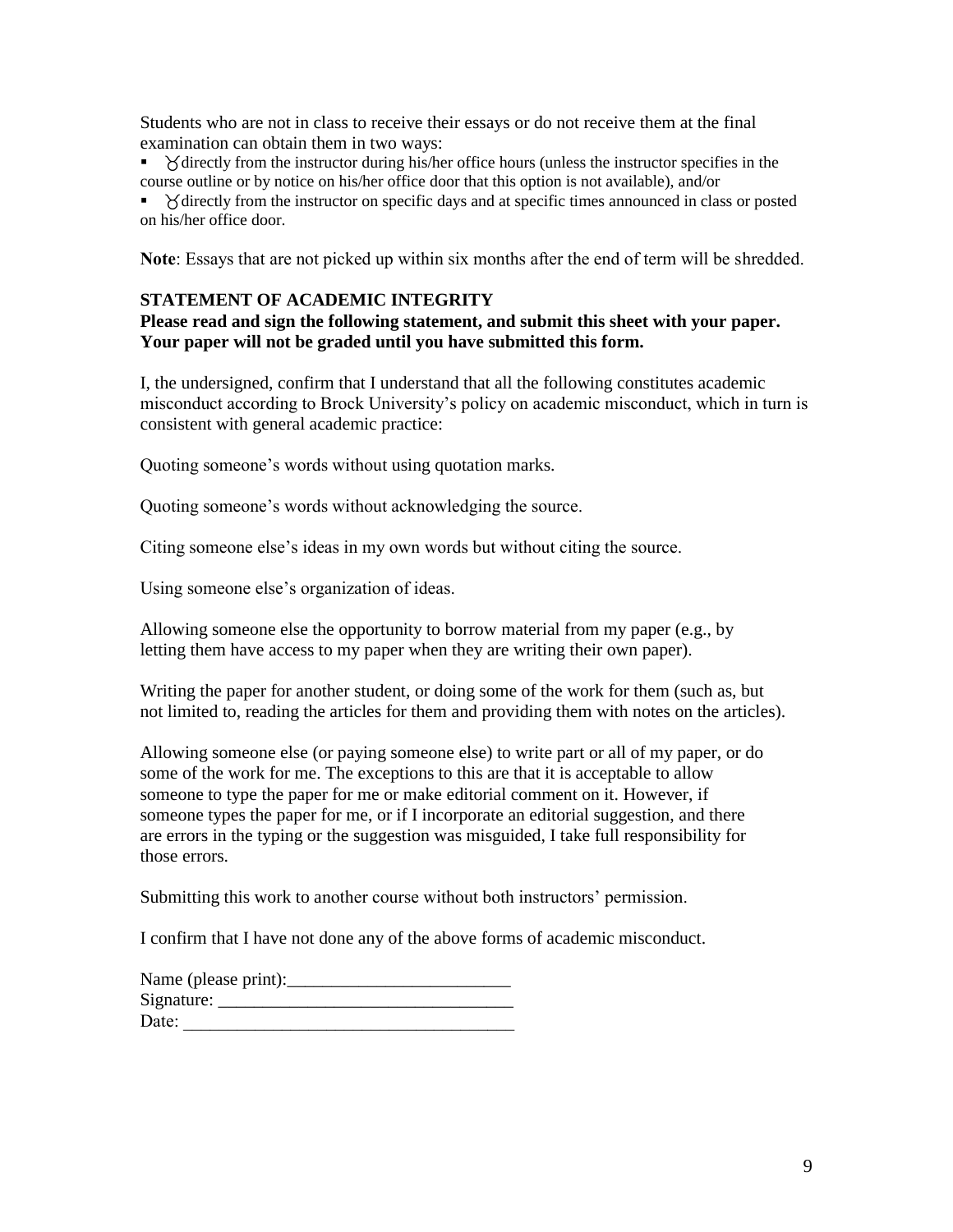Students who are not in class to receive their essays or do not receive them at the final examination can obtain them in two ways:

- ♉ directly from the instructor during his/her office hours (unless the instructor specifies in the course outline or by notice on his/her office door that this option is not available), and/or
- ♉ directly from the instructor on specific days and at specific times announced in class or posted on his/her office door.

**Note**: Essays that are not picked up within six months after the end of term will be shredded.

**STATEMENT OF ACADEMIC INTEGRITY**

**Please read and sign the following statement, and submit this sheet with your paper. Your paper will not be graded until you have submitted this form.**

I, the undersigned, confirm that I understand that all the following constitutes academic misconduct according to Brock University's policy on academic misconduct, which in turn is consistent with general academic practice:

Quoting someone's words without using quotation marks.

Quoting someone's words without acknowledging the source.

Citing someone else's ideas in my own words but without citing the source.

Using someone else's organization of ideas.

Allowing someone else the opportunity to borrow material from my paper (e.g., by letting them have access to my paper when they are writing their own paper).

Writing the paper for another student, or doing some of the work for them (such as, but not limited to, reading the articles for them and providing them with notes on the articles).

Allowing someone else (or paying someone else) to write part or all of my paper, or do some of the work for me. The exceptions to this are that it is acceptable to allow someone to type the paper for me or make editorial comment on it. However, if someone types the paper for me, or if I incorporate an editorial suggestion, and there are errors in the typing or the suggestion was misguided, I take full responsibility for those errors.

Submitting this work to another course without both instructors' permission.

I confirm that I have not done any of the above forms of academic misconduct.

Name (please print):_________________________
Signature: _________________________________
Date: _____________________________________